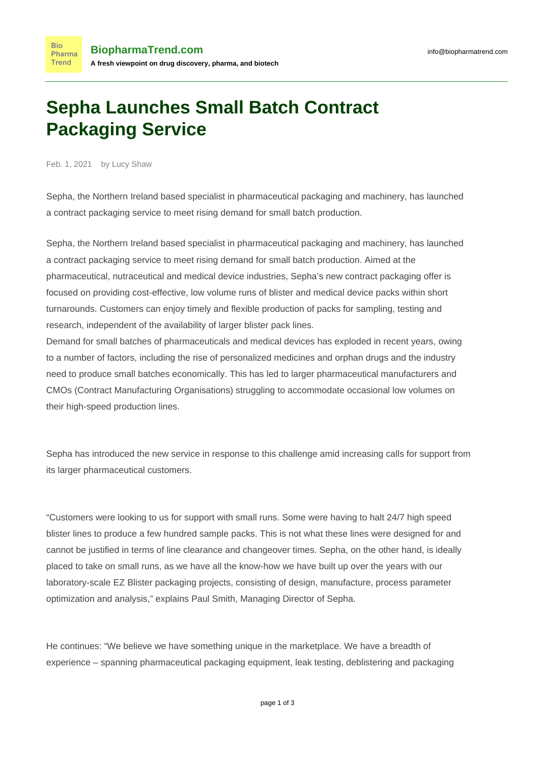# Sepha Launches Small Batch Contract Packaging Service

Feb. 1, 2021 by Lucy Shaw

Sepha, the Northern Ireland based specialist in pharmaceutical packaging and machinery, has launched a contract packaging service to meet rising demand for small batch production.

Sepha, the Northern Ireland based specialist in pharmaceutical packaging and machinery, has launched a contract packaging service to meet rising demand for small batch production. Aimed at the pharmaceutical, nutraceutical and medical device industries, Sepha's new contract packaging offer is focused on providing cost-effective, low volume runs of blister and medical device packs within short turnarounds. Customers can enjoy timely and flexible production of packs for sampling, testing and research, independent of the availability of larger blister pack lines.
Demand for small batches of pharmaceuticals and medical devices has exploded in recent years, owing to a number of factors, including the rise of personalized medicines and orphan drugs and the industry need to produce small batches economically. This has led to larger pharmaceutical manufacturers and CMOs (Contract Manufacturing Organisations) struggling to accommodate occasional low volumes on their high-speed production lines.

Sepha has introduced the new service in response to this challenge amid increasing calls for support from its larger pharmaceutical customers.

"Customers were looking to us for support with small runs. Some were having to halt 24/7 high speed blister lines to produce a few hundred sample packs. This is not what these lines were designed for and cannot be justified in terms of line clearance and changeover times. Sepha, on the other hand, is ideally placed to take on small runs, as we have all the know-how we have built up over the years with our laboratory-scale EZ Blister packaging projects, consisting of design, manufacture, process parameter optimization and analysis," explains Paul Smith, Managing Director of Sepha.

He continues: "We believe we have something unique in the marketplace. We have a breadth of experience – spanning pharmaceutical packaging equipment, leak testing, deblistering and packaging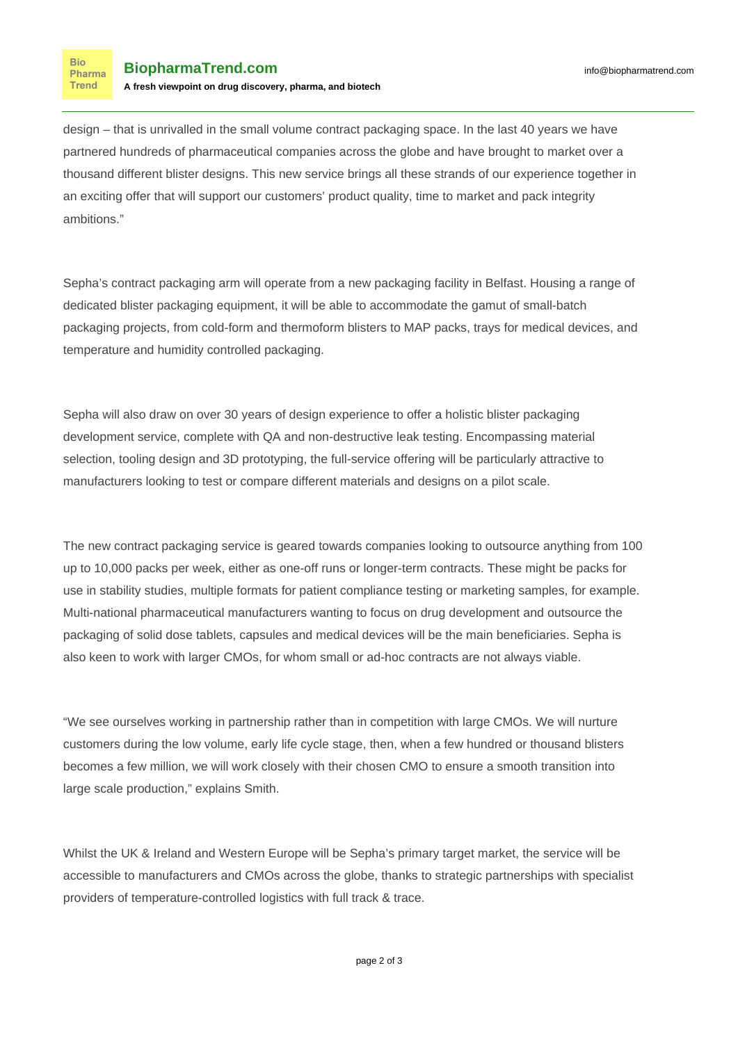design – that is unrivalled in the small volume contract packaging space. In the last 40 years we have partnered hundreds of pharmaceutical companies across the globe and have brought to market over a thousand different blister designs. This new service brings all these strands of our experience together in an exciting offer that will support our customers' product quality, time to market and pack integrity ambitions."

Sepha's contract packaging arm will operate from a new packaging facility in Belfast. Housing a range of dedicated blister packaging equipment, it will be able to accommodate the gamut of small-batch packaging projects, from cold-form and thermoform blisters to MAP packs, trays for medical devices, and temperature and humidity controlled packaging.

Sepha will also draw on over 30 years of design experience to offer a holistic blister packaging development service, complete with QA and non-destructive leak testing. Encompassing material selection, tooling design and 3D prototyping, the full-service offering will be particularly attractive to manufacturers looking to test or compare different materials and designs on a pilot scale.

The new contract packaging service is geared towards companies looking to outsource anything from 100 up to 10,000 packs per week, either as one-off runs or longer-term contracts. These might be packs for use in stability studies, multiple formats for patient compliance testing or marketing samples, for example. Multi-national pharmaceutical manufacturers wanting to focus on drug development and outsource the packaging of solid dose tablets, capsules and medical devices will be the main beneficiaries. Sepha is also keen to work with larger CMOs, for whom small or ad-hoc contracts are not always viable.

"We see ourselves working in partnership rather than in competition with large CMOs. We will nurture customers during the low volume, early life cycle stage, then, when a few hundred or thousand blisters becomes a few million, we will work closely with their chosen CMO to ensure a smooth transition into large scale production," explains Smith.

Whilst the UK & Ireland and Western Europe will be Sepha's primary target market, the service will be accessible to manufacturers and CMOs across the globe, thanks to strategic partnerships with specialist providers of temperature-controlled logistics with full track & trace.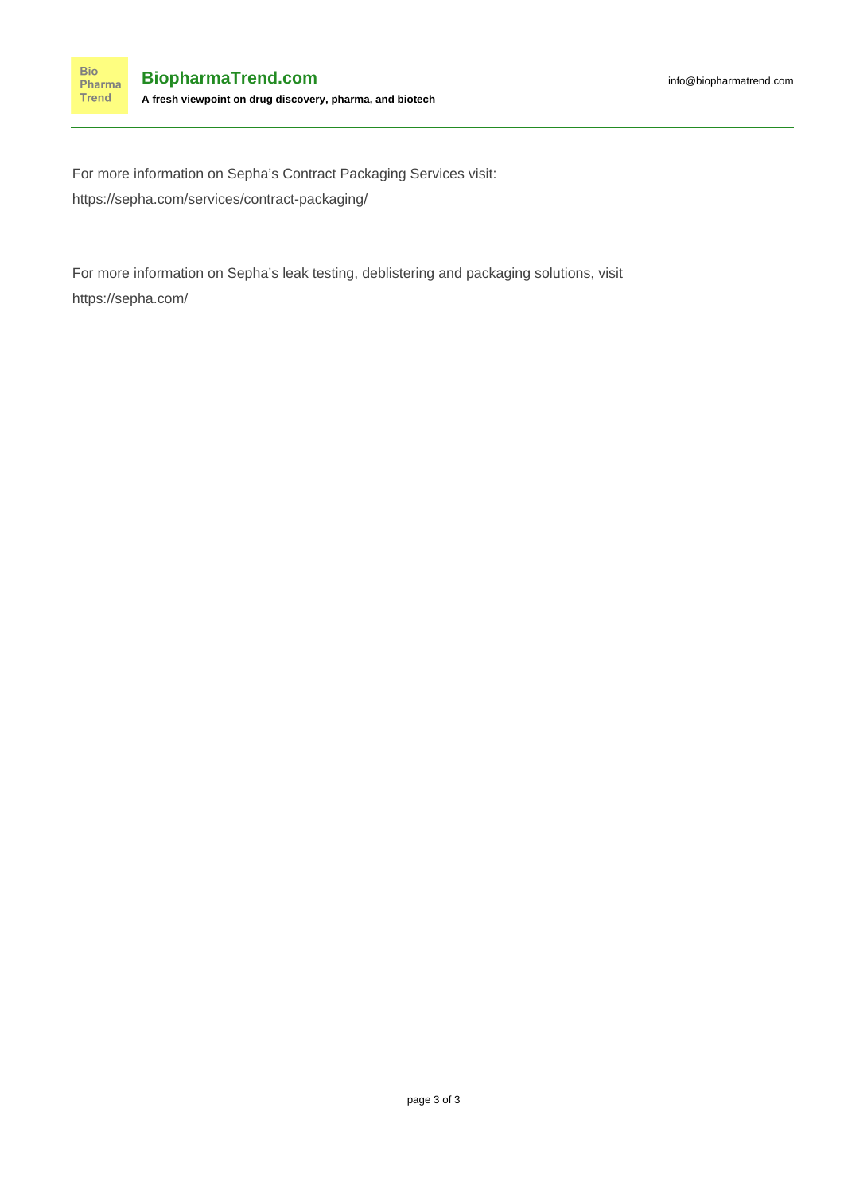For more information on Sepha's Contract Packaging Services visit:
https://sepha.com/services/contract-packaging/

For more information on Sepha's leak testing, deblistering and packaging solutions, visit https://sepha.com/